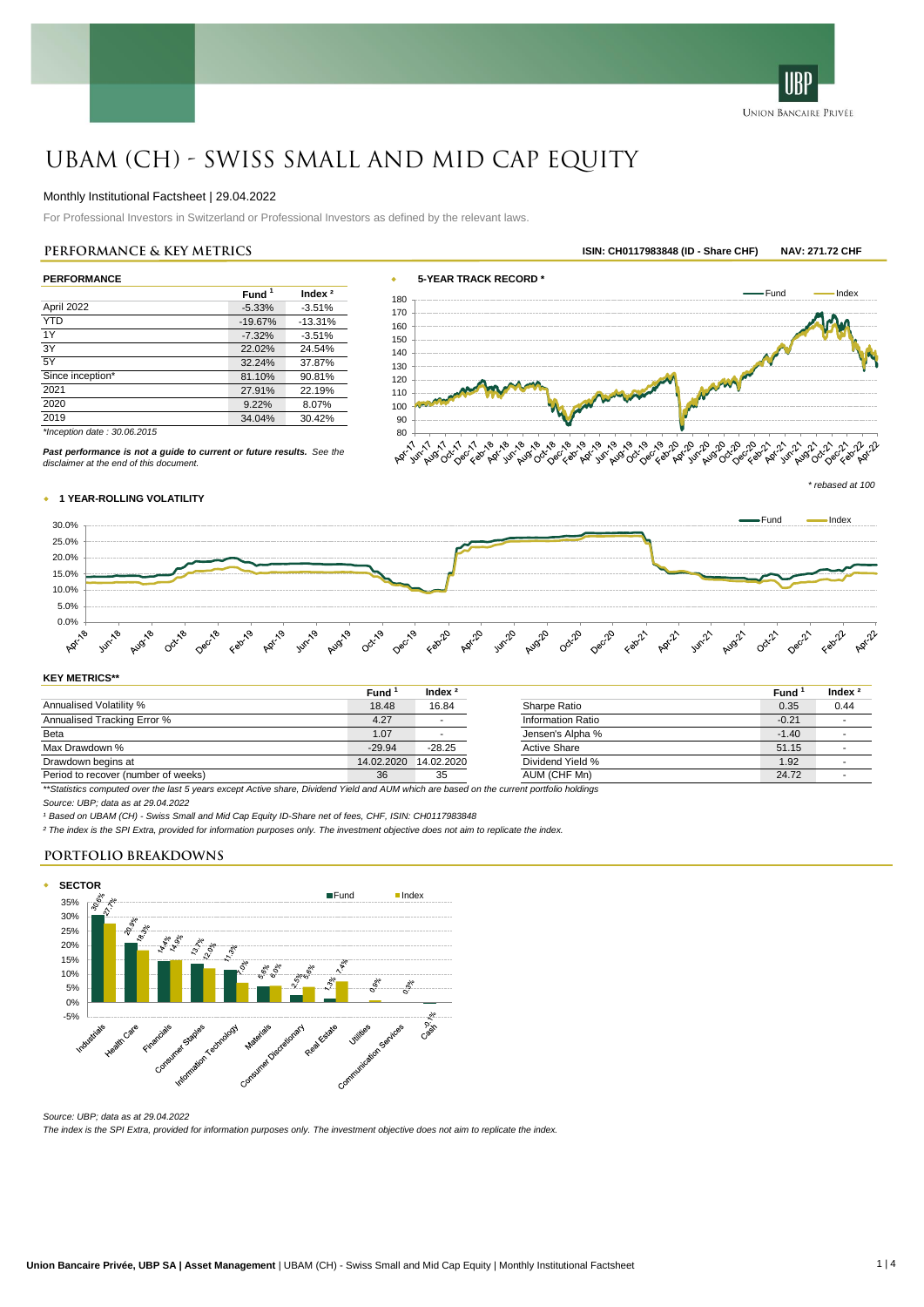# UBAM (CH) - SWISS SMALL AND MID CAP EQUITY

Monthly Institutional Factsheet | 29.04.2022

For Professional Investors in Switzerland or Professional Investors as defined by the relevant laws.

## PERFORMANCE & KEY METRICS

**ISIN: CH0117983848 (ID - Share CHF)** **NAV: 271.72 CHF**

### PERFORMANCE

| | Fund [1] | Index [2] |
|---|---|---|
| April 2022 | -5.33% | -3.51% |
| YTD | -19.67% | -13.31% |
| 1Y | -7.32% | -3.51% |
| 3Y | 22.02% | 24.54% |
| 5Y | 32.24% | 37.87% |
| Since inception* | 81.10% | 90.81% |
| 2021 | 27.91% | 22.19% |
| 2020 | 9.22% | 8.07% |
| 2019 | 34.04% | 30.42% |

*Inception date : 30.06.2015*

***Past performance is not a guide to current or future results.*** *See the disclaimer at the end of this document.*

### 5-YEAR TRACK RECORD *

*\* rebased at 100*

### 1 YEAR-ROLLING VOLATILITY

### KEY METRICS**

| | Fund [1] | Index [2] |
|---|---|---|
| Annualised Volatility % | 18.48 | 16.84 |
| Annualised Tracking Error % | 4.27 | - |
| Beta | 1.07 | - |
| Max Drawdown % | -29.94 | -28.25 |
| Drawdown begins at | 14.02.2020 | 14.02.2020 |
| Period to recover (number of weeks) | 36 | 35 |

| | Fund [1] | Index [2] |
|---|---|---|
| Sharpe Ratio | 0.35 | 0.44 |
| Information Ratio | -0.21 | - |
| Jensen's Alpha % | -1.40 | - |
| Active Share | 51.15 | - |
| Dividend Yield % | 1.92 | - |
| AUM (CHF Mn) | 24.72 | - |

*\*\*Statistics computed over the last 5 years except Active share, Dividend Yield and AUM which are based on the current portfolio holdings*

*Source: UBP; data as at 29.04.2022*

*[1] Based on UBAM (CH) - Swiss Small and Mid Cap Equity ID-Share net of fees, CHF, ISIN: CH0117983848*

*[2] The index is the SPI Extra, provided for information purposes only. The investment objective does not aim to replicate the index.*

## PORTFOLIO BREAKDOWNS

### SECTOR

| Sector | Fund | Index |
|---|---|---|
| Industrials | 30.6% | 27.7% |
| Health Care | 20.9% | 18.3% |
| Financials | 14.4% | 14.9% |
| Consumer Staples | 13.7% | 12.0% |
| Information Technology | 11.3% | 7.0% |
| Materials | 5.6% | 6.0% |
| Consumer Discretionary | 2.5% | 5.6% |
| Real Estate | 1.3% | 7.4% |
| Utilities | | 0.9% |
| Communication Services | | 0.3% |
| Cash | -0.1% | |

*Source: UBP; data as at 29.04.2022*

*The index is the SPI Extra, provided for information purposes only. The investment objective does not aim to replicate the index.*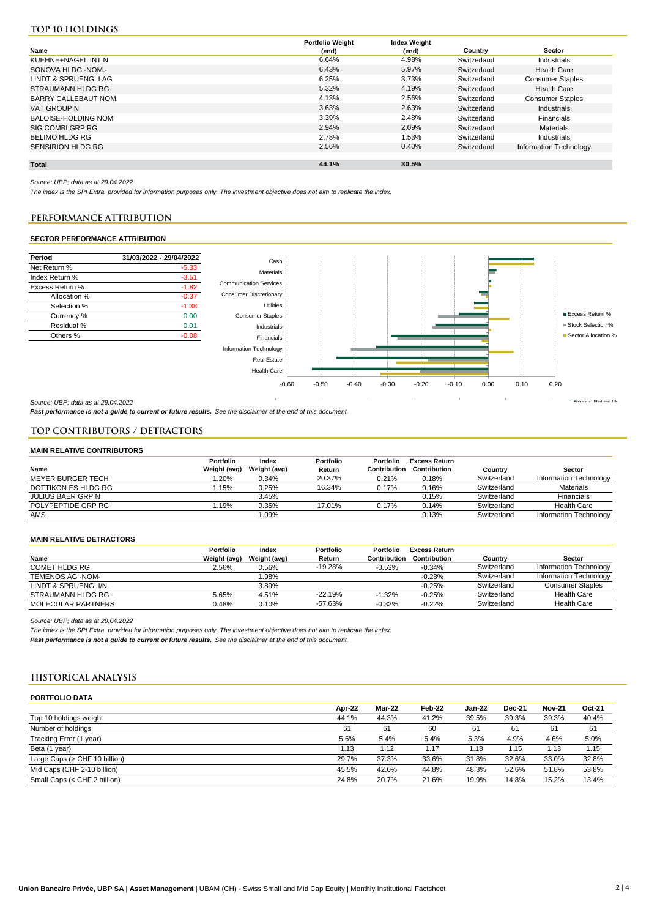## TOP 10 HOLDINGS

| Name | Portfolio Weight (end) | Index Weight (end) | Country | Sector |
|---|---|---|---|---|
| KUEHNE+NAGEL INT N | 6.64% | 4.98% | Switzerland | Industrials |
| SONOVA HLDG -NOM.- | 6.43% | 5.97% | Switzerland | Health Care |
| LINDT & SPRUENGLI AG | 6.25% | 3.73% | Switzerland | Consumer Staples |
| STRAUMANN HLDG RG | 5.32% | 4.19% | Switzerland | Health Care |
| BARRY CALLEBAUT NOM. | 4.13% | 2.56% | Switzerland | Consumer Staples |
| VAT GROUP N | 3.63% | 2.63% | Switzerland | Industrials |
| BALOISE-HOLDING NOM | 3.39% | 2.48% | Switzerland | Financials |
| SIG COMBI GRP RG | 2.94% | 2.09% | Switzerland | Materials |
| BELIMO HLDG RG | 2.78% | 1.53% | Switzerland | Industrials |
| SENSIRION HLDG RG | 2.56% | 0.40% | Switzerland | Information Technology |
| **Total** | **44.1%** | **30.5%** | | |

*Source: UBP; data as at 29.04.2022*

*The index is the SPI Extra, provided for information purposes only. The investment objective does not aim to replicate the index.*

## PERFORMANCE ATTRIBUTION

### SECTOR PERFORMANCE ATTRIBUTION

| Period | 31/03/2022 - 29/04/2022 |
|---|---|
| Net Return % | -5.33 |
| Index Return % | -3.51 |
| Excess Return % | -1.82 |
| Allocation % | -0.37 |
| Selection % | -1.38 |
| Currency % | 0.00 |
| Residual % | 0.01 |
| Others % | -0.08 |

*Source: UBP; data as at 29.04.2022*

***Past performance is not a guide to current or future results.*** *See the disclaimer at the end of this document.*

## TOP CONTRIBUTORS / DETRACTORS

### MAIN RELATIVE CONTRIBUTORS

| Name | Portfolio Weight (avg) | Index Weight (avg) | Portfolio Return | Portfolio Contribution | Excess Return Contribution | Country | Sector |
|---|---|---|---|---|---|---|---|
| MEYER BURGER TECH | 1.20% | 0.34% | 20.37% | 0.21% | 0.18% | Switzerland | Information Technology |
| DOTTIKON ES HLDG RG | 1.15% | 0.25% | 16.34% | 0.17% | 0.16% | Switzerland | Materials |
| JULIUS BAER GRP N | | 3.45% | | | 0.15% | Switzerland | Financials |
| POLYPEPTIDE GRP RG | 1.19% | 0.35% | 17.01% | 0.17% | 0.14% | Switzerland | Health Care |
| AMS | | 1.09% | | | 0.13% | Switzerland | Information Technology |

### MAIN RELATIVE DETRACTORS

| Name | Portfolio Weight (avg) | Index Weight (avg) | Portfolio Return | Portfolio Contribution | Excess Return Contribution | Country | Sector |
|---|---|---|---|---|---|---|---|
| COMET HLDG RG | 2.56% | 0.56% | -19.28% | -0.53% | -0.34% | Switzerland | Information Technology |
| TEMENOS AG -NOM- | | 1.98% | | | -0.28% | Switzerland | Information Technology |
| LINDT & SPRUENGLI/N. | | 3.89% | | | -0.25% | Switzerland | Consumer Staples |
| STRAUMANN HLDG RG | 5.65% | 4.51% | -22.19% | -1.32% | -0.25% | Switzerland | Health Care |
| MOLECULAR PARTNERS | 0.48% | 0.10% | -57.63% | -0.32% | -0.22% | Switzerland | Health Care |

*Source: UBP; data as at 29.04.2022*

*The index is the SPI Extra, provided for information purposes only. The investment objective does not aim to replicate the index.*

***Past performance is not a guide to current or future results.*** *See the disclaimer at the end of this document.*

## HISTORICAL ANALYSIS

### PORTFOLIO DATA

| | Apr-22 | Mar-22 | Feb-22 | Jan-22 | Dec-21 | Nov-21 | Oct-21 |
|---|---|---|---|---|---|---|---|
| Top 10 holdings weight | 44.1% | 44.3% | 41.2% | 39.5% | 39.3% | 39.3% | 40.4% |
| Number of holdings | 61 | 61 | 60 | 61 | 61 | 61 | 61 |
| Tracking Error (1 year) | 5.6% | 5.4% | 5.4% | 5.3% | 4.9% | 4.6% | 5.0% |
| Beta (1 year) | 1.13 | 1.12 | 1.17 | 1.18 | 1.15 | 1.13 | 1.15 |
| Large Caps (> CHF 10 billion) | 29.7% | 37.3% | 33.6% | 31.8% | 32.6% | 33.0% | 32.8% |
| Mid Caps (CHF 2-10 billion) | 45.5% | 42.0% | 44.8% | 48.3% | 52.6% | 51.8% | 53.8% |
| Small Caps (< CHF 2 billion) | 24.8% | 20.7% | 21.6% | 19.9% | 14.8% | 15.2% | 13.4% |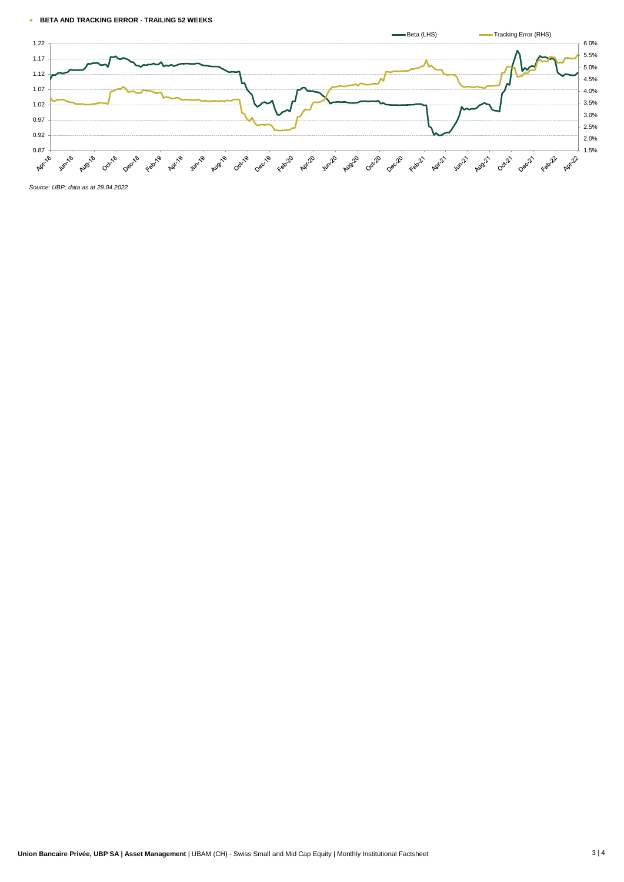**BETA AND TRACKING ERROR - TRAILING 52 WEEKS**

*Source: UBP; data as at 29.04.2022*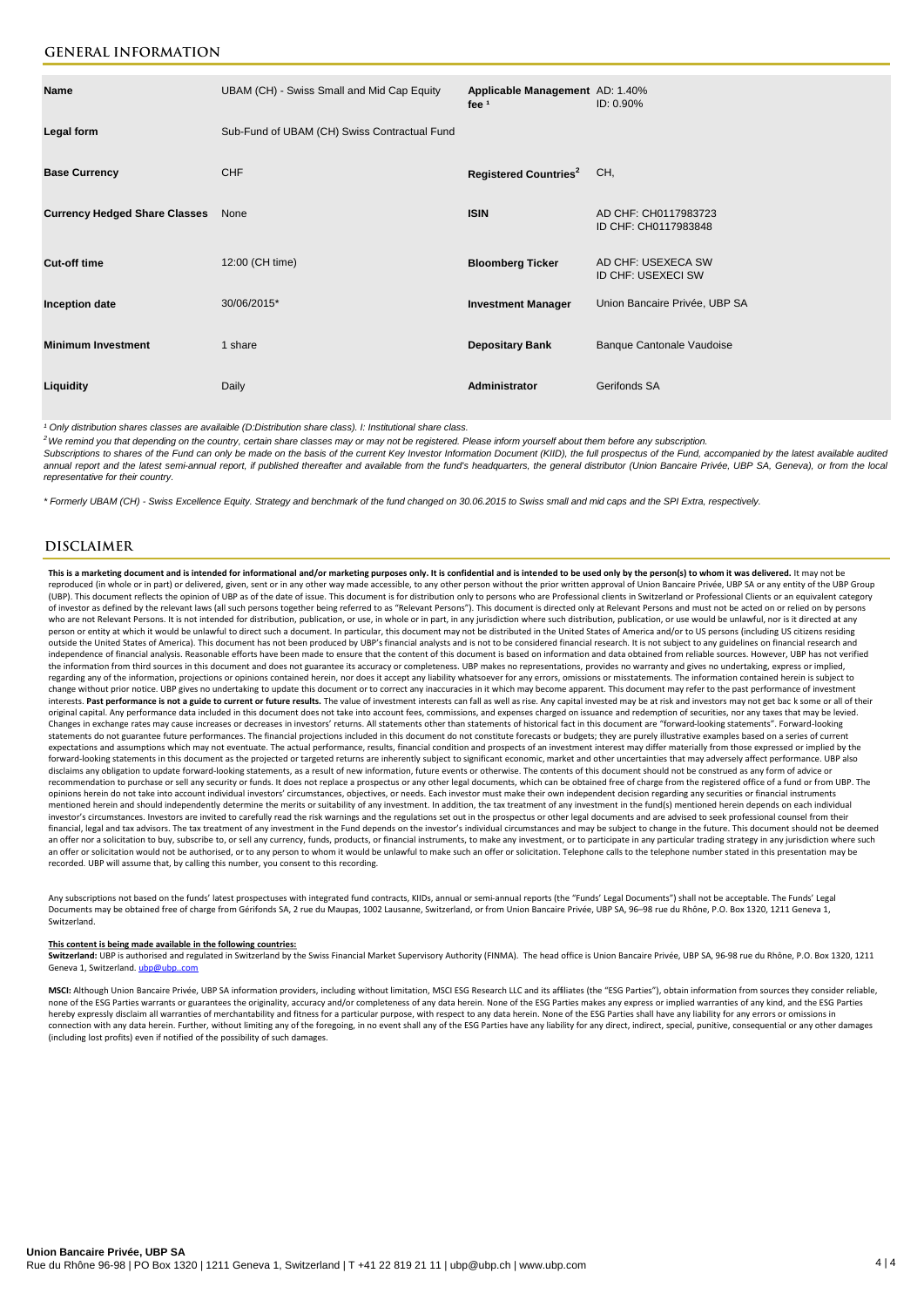## GENERAL INFORMATION

| | | | |
|---|---|---|---|
| **Name** | UBAM (CH) - Swiss Small and Mid Cap Equity | **Applicable Management fee** [1] | AD: 1.40%<br>ID: 0.90% |
| **Legal form** | Sub-Fund of UBAM (CH) Swiss Contractual Fund | | |
| **Base Currency** | CHF | **Registered Countries**[2] | CH, |
| **Currency Hedged Share Classes** | None | **ISIN** | AD CHF: CH0117983723<br>ID CHF: CH0117983848 |
| **Cut-off time** | 12:00 (CH time) | **Bloomberg Ticker** | AD CHF: USEXECA SW<br>ID CHF: USEXECI SW |
| **Inception date** | 30/06/2015* | **Investment Manager** | Union Bancaire Privée, UBP SA |
| **Minimum Investment** | 1 share | **Depositary Bank** | Banque Cantonale Vaudoise |
| **Liquidity** | Daily | **Administrator** | Gerifonds SA |

*[1] Only distribution shares classes are availaible (D:Distribution share class). I: Institutional share class.*

*[2] We remind you that depending on the country, certain share classes may or may not be registered. Please inform yourself about them before any subscription.*
*Subscriptions to shares of the Fund can only be made on the basis of the current Key Investor Information Document (KIID), the full prospectus of the Fund, accompanied by the latest available audited annual report and the latest semi-annual report, if published thereafter and available from the fund's headquarters, the general distributor (Union Bancaire Privée, UBP SA, Geneva), or from the local representative for their country.*

*\* Formerly UBAM (CH) - Swiss Excellence Equity. Strategy and benchmark of the fund changed on 30.06.2015 to Swiss small and mid caps and the SPI Extra, respectively.*

## DISCLAIMER

**This is a marketing document and is intended for informational and/or marketing purposes only. It is confidential and is intended to be used only by the person(s) to whom it was delivered.** It may not be reproduced (in whole or in part) or delivered, given, sent or in any other way made accessible, to any other person without the prior written approval of Union Bancaire Privée, UBP SA or any entity of the UBP Group (UBP). This document reflects the opinion of UBP as of the date of issue. This document is for distribution only to persons who are Professional clients in Switzerland or Professional Clients or an equivalent category of investor as defined by the relevant laws (all such persons together being referred to as "Relevant Persons"). This document is directed only at Relevant Persons and must not be acted on or relied on by persons who are not Relevant Persons. It is not intended for distribution, publication, or use, in whole or in part, in any jurisdiction where such distribution, publication, or use would be unlawful, nor is it directed at any person or entity at which it would be unlawful to direct such a document. In particular, this document may not be distributed in the United States of America and/or to US persons (including US citizens residing outside the United States of America). This document has not been produced by UBP's financial analysts and is not to be considered financial research. It is not subject to any guidelines on financial research and independence of financial analysis. Reasonable efforts have been made to ensure that the content of this document is based on information and data obtained from reliable sources. However, UBP has not verified the information from third sources in this document and does not guarantee its accuracy or completeness. UBP makes no representations, provides no warranty and gives no undertaking, express or implied, regarding any of the information, projections or opinions contained herein, nor does it accept any liability whatsoever for any errors, omissions or misstatements. The information contained herein is subject to change without prior notice. UBP gives no undertaking to update this document or to correct any inaccuracies in it which may become apparent. This document may refer to the past performance of investment interests. **Past performance is not a guide to current or future results.** The value of investment interests can fall as well as rise. Any capital invested may be at risk and investors may not get bac k some or all of their original capital. Any performance data included in this document does not take into account fees, commissions, and expenses charged on issuance and redemption of securities, nor any taxes that may be levied. Changes in exchange rates may cause increases or decreases in investors' returns. All statements other than statements of historical fact in this document are "forward-looking statements". Forward-looking statements do not guarantee future performances. The financial projections included in this document do not constitute forecasts or budgets; they are purely illustrative examples based on a series of current expectations and assumptions which may not eventuate. The actual performance, results, financial condition and prospects of an investment interest may differ materially from those expressed or implied by the forward-looking statements in this document as the projected or targeted returns are inherently subject to significant economic, market and other uncertainties that may adversely affect performance. UBP also disclaims any obligation to update forward-looking statements, as a result of new information, future events or otherwise. The contents of this document should not be construed as any form of advice or recommendation to purchase or sell any security or funds. It does not replace a prospectus or any other legal documents, which can be obtained free of charge from the registered office of a fund or from UBP. The opinions herein do not take into account individual investors' circumstances, objectives, or needs. Each investor must make their own independent decision regarding any securities or financial instruments mentioned herein and should independently determine the merits or suitability of any investment. In addition, the tax treatment of any investment in the fund(s) mentioned herein depends on each individual investor's circumstances. Investors are invited to carefully read the risk warnings and the regulations set out in the prospectus or other legal documents and are advised to seek professional counsel from their financial, legal and tax advisors. The tax treatment of any investment in the Fund depends on the investor's individual circumstances and may be subject to change in the future. This document should not be deemed an offer nor a solicitation to buy, subscribe to, or sell any currency, funds, products, or financial instruments, to make any investment, or to participate in any particular trading strategy in any jurisdiction where such an offer or solicitation would not be authorised, or to any person to whom it would be unlawful to make such an offer or solicitation. Telephone calls to the telephone number stated in this presentation may be recorded. UBP will assume that, by calling this number, you consent to this recording.

Any subscriptions not based on the funds' latest prospectuses with integrated fund contracts, KIIDs, annual or semi-annual reports (the "Funds' Legal Documents") shall not be acceptable. The Funds' Legal Documents may be obtained free of charge from Gérifonds SA, 2 rue du Maupas, 1002 Lausanne, Switzerland, or from Union Bancaire Privée, UBP SA, 96–98 rue du Rhône, P.O. Box 1320, 1211 Geneva 1, Switzerland.

**This content is being made available in the following countries:**
**Switzerland:** UBP is authorised and regulated in Switzerland by the Swiss Financial Market Supervisory Authority (FINMA). The head office is Union Bancaire Privée, UBP SA, 96-98 rue du Rhône, P.O. Box 1320, 1211 Geneva 1, Switzerland. ubp@ubp..com

**MSCI:** Although Union Bancaire Privée, UBP SA information providers, including without limitation, MSCI ESG Research LLC and its affiliates (the "ESG Parties"), obtain information from sources they consider reliable, none of the ESG Parties warrants or guarantees the originality, accuracy and/or completeness of any data herein. None of the ESG Parties makes any express or implied warranties of any kind, and the ESG Parties hereby expressly disclaim all warranties of merchantability and fitness for a particular purpose, with respect to any data herein. None of the ESG Parties shall have any liability for any errors or omissions in connection with any data herein. Further, without limiting any of the foregoing, in no event shall any of the ESG Parties have any liability for any direct, indirect, special, punitive, consequential or any other damages (including lost profits) even if notified of the possibility of such damages.

**Union Bancaire Privée, UBP SA**
Rue du Rhône 96-98 | PO Box 1320 | 1211 Geneva 1, Switzerland | T +41 22 819 21 11 | ubp@ubp.ch | www.ubp.com